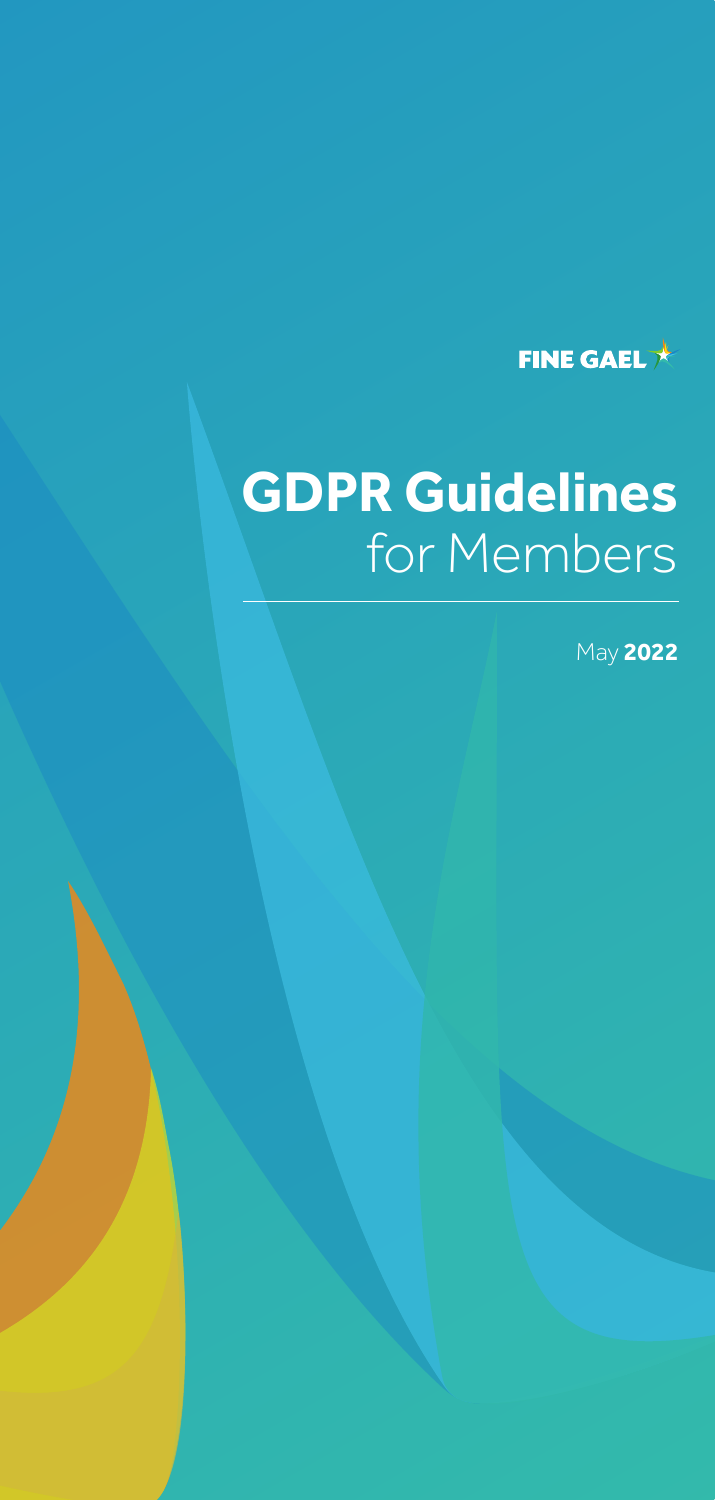FINE GAEL

# GDPR Guidelines for Members

May **2022**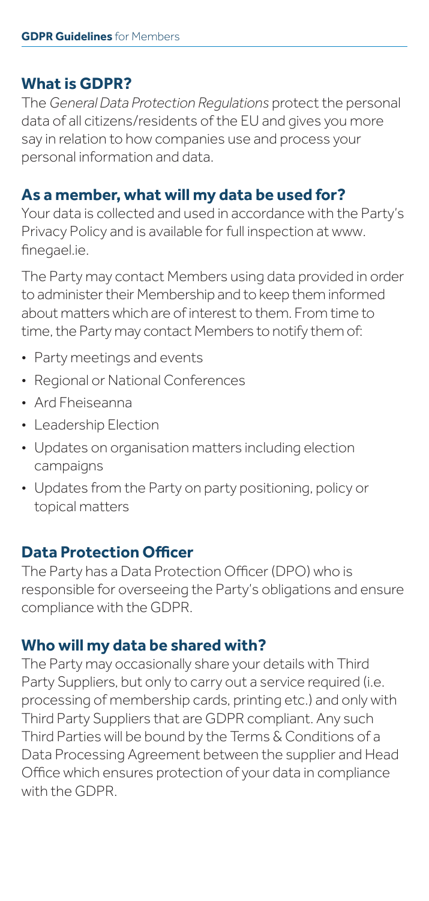## What is GDPR?

The *General Data Protection Regulations* protect the personal data of all citizens/residents of the EU and gives you more say in relation to how companies use and process your personal information and data.

## As a member, what will my data be used for?

Your data is collected and used in accordance with the Party's Privacy Policy and is available for full inspection at www.finegael.ie.

The Party may contact Members using data provided in order to administer their Membership and to keep them informed about matters which are of interest to them. From time to time, the Party may contact Members to notify them of:

- Party meetings and events
- Regional or National Conferences
- Ard Fheiseanna
- Leadership Election
- Updates on organisation matters including election campaigns
- Updates from the Party on party positioning, policy or topical matters

## Data Protection Officer

The Party has a Data Protection Officer (DPO) who is responsible for overseeing the Party's obligations and ensure compliance with the GDPR.

## Who will my data be shared with?

The Party may occasionally share your details with Third Party Suppliers, but only to carry out a service required (i.e. processing of membership cards, printing etc.) and only with Third Party Suppliers that are GDPR compliant. Any such Third Parties will be bound by the Terms & Conditions of a Data Processing Agreement between the supplier and Head Office which ensures protection of your data in compliance with the GDPR.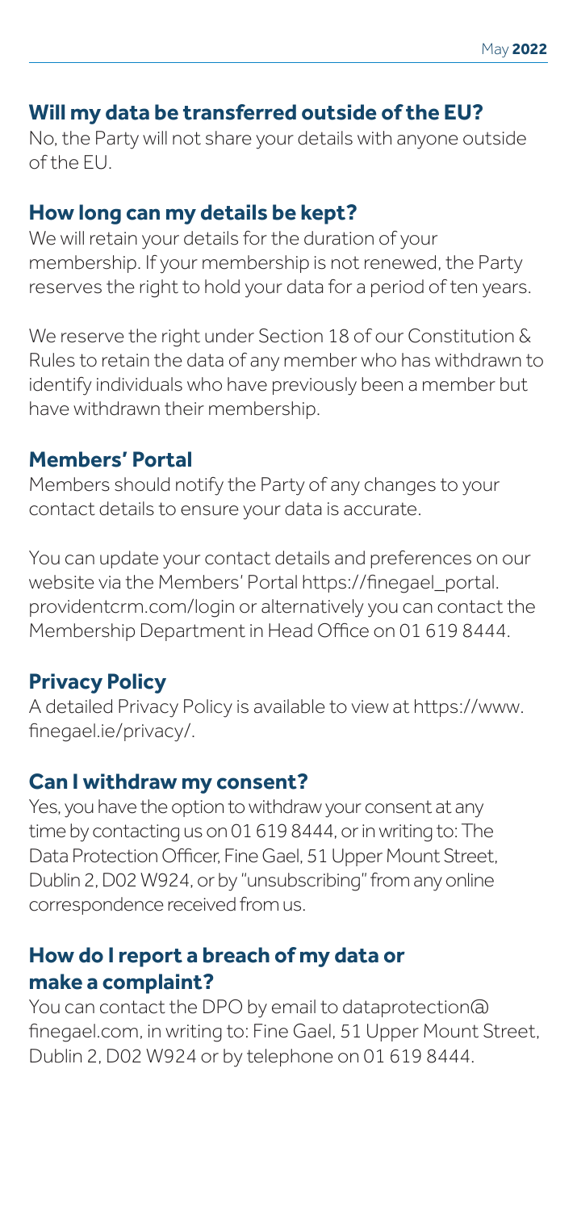## Will my data be transferred outside of the EU?

No, the Party will not share your details with anyone outside of the EU.

## How long can my details be kept?

We will retain your details for the duration of your membership. If your membership is not renewed, the Party reserves the right to hold your data for a period of ten years.

We reserve the right under Section 18 of our Constitution & Rules to retain the data of any member who has withdrawn to identify individuals who have previously been a member but have withdrawn their membership.

## Members' Portal

Members should notify the Party of any changes to your contact details to ensure your data is accurate.

You can update your contact details and preferences on our website via the Members' Portal https://finegael_portal.providentcrm.com/login or alternatively you can contact the Membership Department in Head Office on 01 619 8444.

## Privacy Policy

A detailed Privacy Policy is available to view at https://www.finegael.ie/privacy/.

## Can I withdraw my consent?

Yes, you have the option to withdraw your consent at any time by contacting us on 01 619 8444, or in writing to: The Data Protection Officer, Fine Gael, 51 Upper Mount Street, Dublin 2, D02 W924, or by "unsubscribing" from any online correspondence received from us.

## How do I report a breach of my data or make a complaint?

You can contact the DPO by email to dataprotection@finegael.com, in writing to: Fine Gael, 51 Upper Mount Street, Dublin 2, D02 W924 or by telephone on 01 619 8444.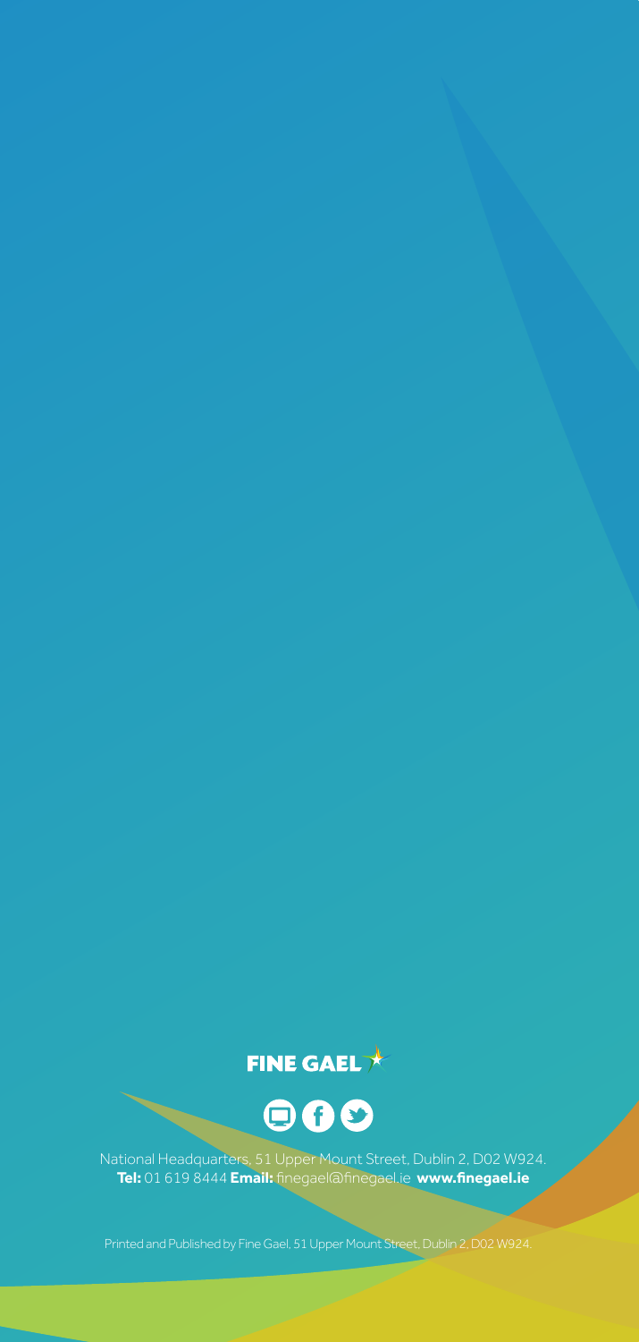**FINE GAEL**

National Headquarters, 51 Upper Mount Street, Dublin 2, D02 W924.
**Tel:** 01 619 8444 **Email:** finegael@finegael.ie **www.finegael.ie**

Printed and Published by Fine Gael, 51 Upper Mount Street, Dublin 2, D02 W924.